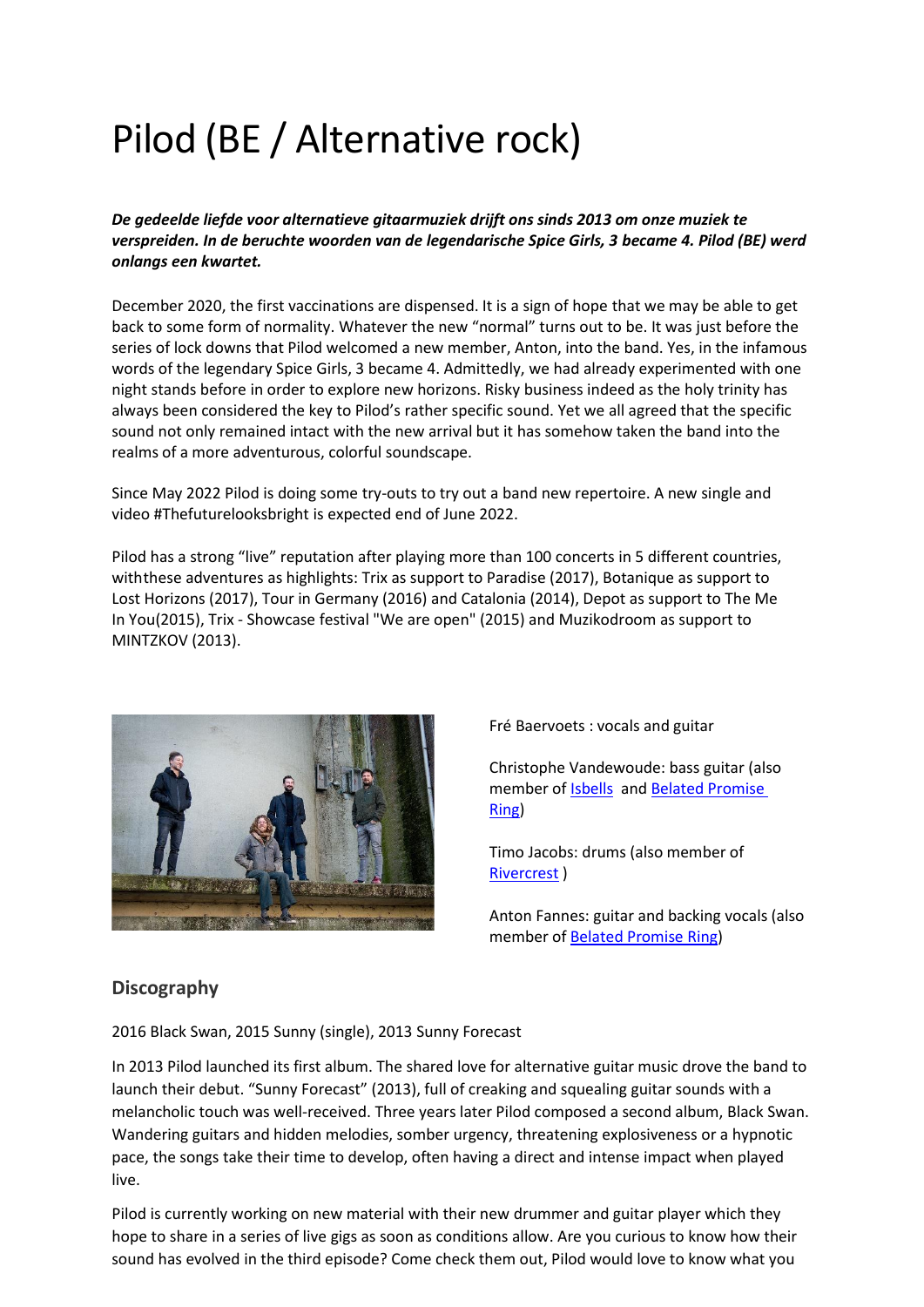# Pilod (BE / Alternative rock)

***De gedeelde liefde voor alternatieve gitaarmuziek drijft ons sinds 2013 om onze muziek te verspreiden. In de beruchte woorden van de legendarische Spice Girls, 3 became 4. Pilod (BE) werd onlangs een kwartet.***

December 2020, the first vaccinations are dispensed. It is a sign of hope that we may be able to get back to some form of normality. Whatever the new "normal" turns out to be. It was just before the series of lock downs that Pilod welcomed a new member, Anton, into the band. Yes, in the infamous words of the legendary Spice Girls, 3 became 4. Admittedly, we had already experimented with one night stands before in order to explore new horizons. Risky business indeed as the holy trinity has always been considered the key to Pilod's rather specific sound. Yet we all agreed that the specific sound not only remained intact with the new arrival but it has somehow taken the band into the realms of a more adventurous, colorful soundscape.

Since May 2022 Pilod is doing some try-outs to try out a band new repertoire. A new single and video #Thefuturelooksbright is expected end of June 2022.

Pilod has a strong "live" reputation after playing more than 100 concerts in 5 different countries, withthese adventures as highlights: Trix as support to Paradise (2017), Botanique as support to Lost Horizons (2017), Tour in Germany (2016) and Catalonia (2014), Depot as support to The Me In You(2015), Trix - Showcase festival "We are open" (2015) and Muzikodroom as support to MINTZKOV (2013).

Fré Baervoets : vocals and guitar

Christophe Vandewoude: bass guitar (also member of Isbells and Belated Promise Ring)

Timo Jacobs: drums (also member of Rivercrest )

Anton Fannes: guitar and backing vocals (also member of Belated Promise Ring)

## Discography

2016 Black Swan, 2015 Sunny (single), 2013 Sunny Forecast

In 2013 Pilod launched its first album. The shared love for alternative guitar music drove the band to launch their debut. "Sunny Forecast" (2013), full of creaking and squealing guitar sounds with a melancholic touch was well-received. Three years later Pilod composed a second album, Black Swan. Wandering guitars and hidden melodies, somber urgency, threatening explosiveness or a hypnotic pace, the songs take their time to develop, often having a direct and intense impact when played live.

Pilod is currently working on new material with their new drummer and guitar player which they hope to share in a series of live gigs as soon as conditions allow. Are you curious to know how their sound has evolved in the third episode? Come check them out, Pilod would love to know what you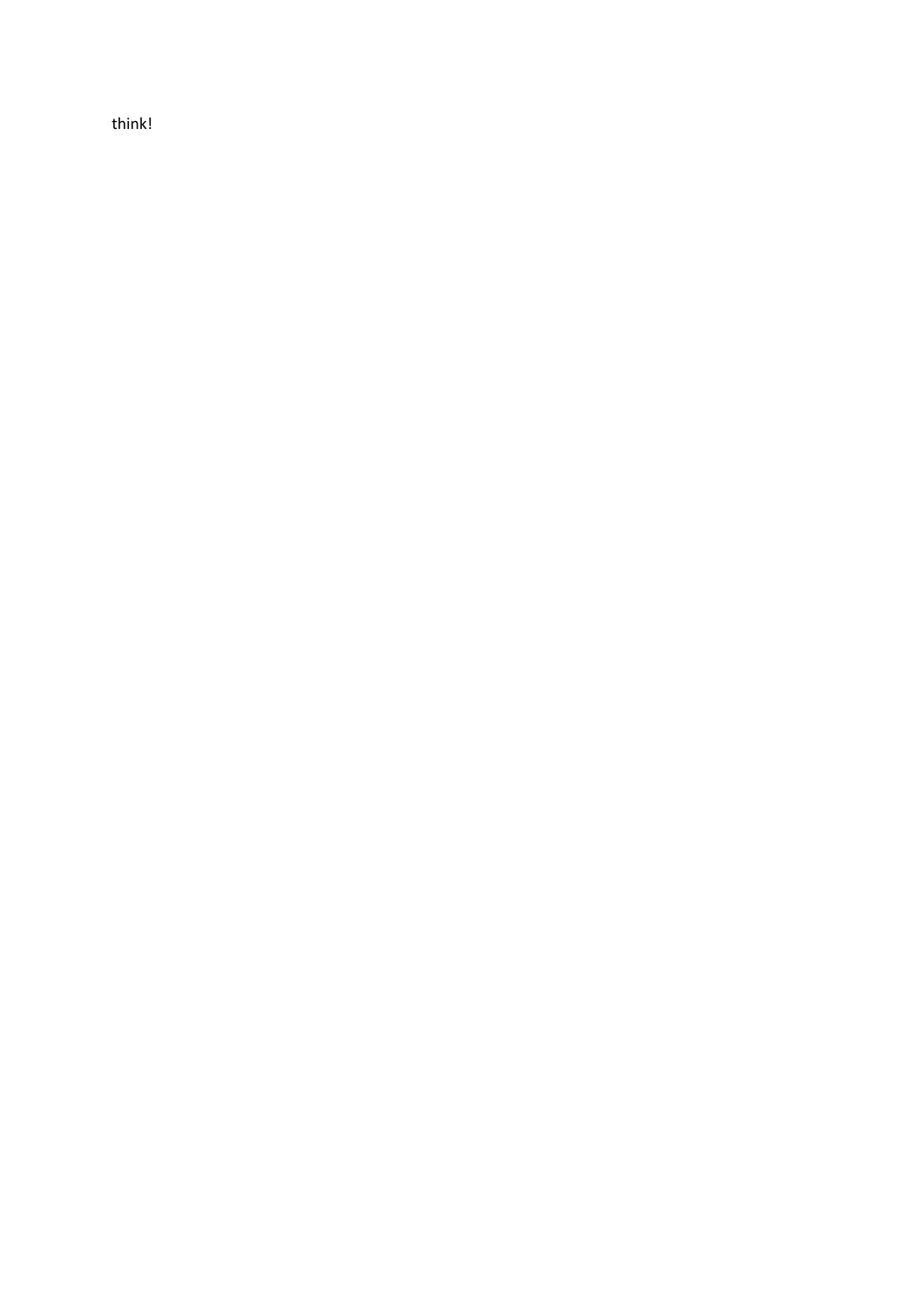think!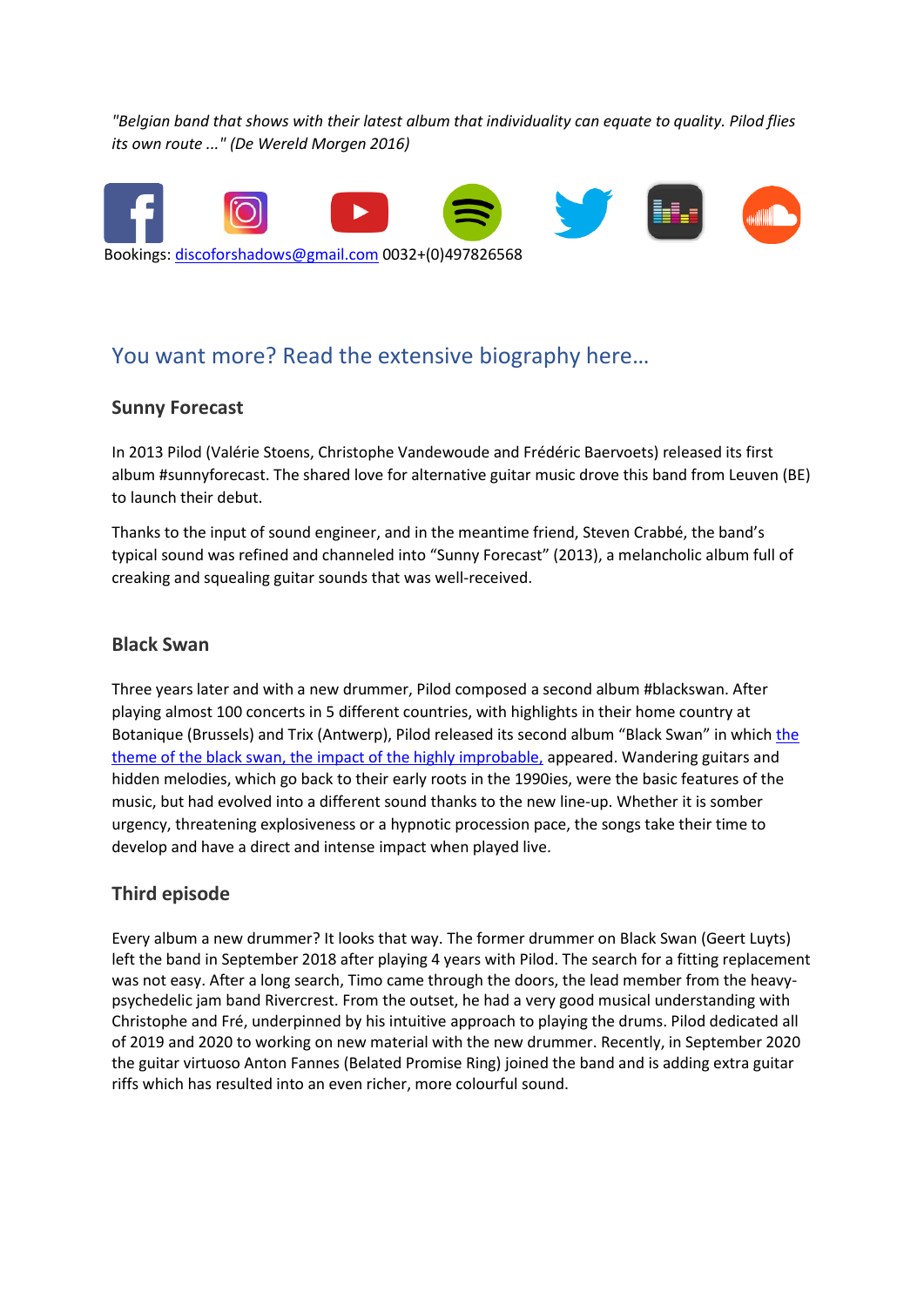*"Belgian band that shows with their latest album that individuality can equate to quality. Pilod flies its own route ..." (De Wereld Morgen 2016)*

Bookings: discoforshadows@gmail.com 0032+(0)497826568

## You want more? Read the extensive biography here…

### Sunny Forecast

In 2013 Pilod (Valérie Stoens, Christophe Vandewoude and Frédéric Baervoets) released its first album #sunnyforecast. The shared love for alternative guitar music drove this band from Leuven (BE) to launch their debut.

Thanks to the input of sound engineer, and in the meantime friend, Steven Crabbé, the band's typical sound was refined and channeled into "Sunny Forecast" (2013), a melancholic album full of creaking and squealing guitar sounds that was well-received.

### Black Swan

Three years later and with a new drummer, Pilod composed a second album #blackswan. After playing almost 100 concerts in 5 different countries, with highlights in their home country at Botanique (Brussels) and Trix (Antwerp), Pilod released its second album "Black Swan" in which the theme of the black swan, the impact of the highly improbable, appeared. Wandering guitars and hidden melodies, which go back to their early roots in the 1990ies, were the basic features of the music, but had evolved into a different sound thanks to the new line-up. Whether it is somber urgency, threatening explosiveness or a hypnotic procession pace, the songs take their time to develop and have a direct and intense impact when played live.

### Third episode

Every album a new drummer? It looks that way. The former drummer on Black Swan (Geert Luyts) left the band in September 2018 after playing 4 years with Pilod. The search for a fitting replacement was not easy. After a long search, Timo came through the doors, the lead member from the heavy-psychedelic jam band Rivercrest. From the outset, he had a very good musical understanding with Christophe and Fré, underpinned by his intuitive approach to playing the drums. Pilod dedicated all of 2019 and 2020 to working on new material with the new drummer. Recently, in September 2020 the guitar virtuoso Anton Fannes (Belated Promise Ring) joined the band and is adding extra guitar riffs which has resulted into an even richer, more colourful sound.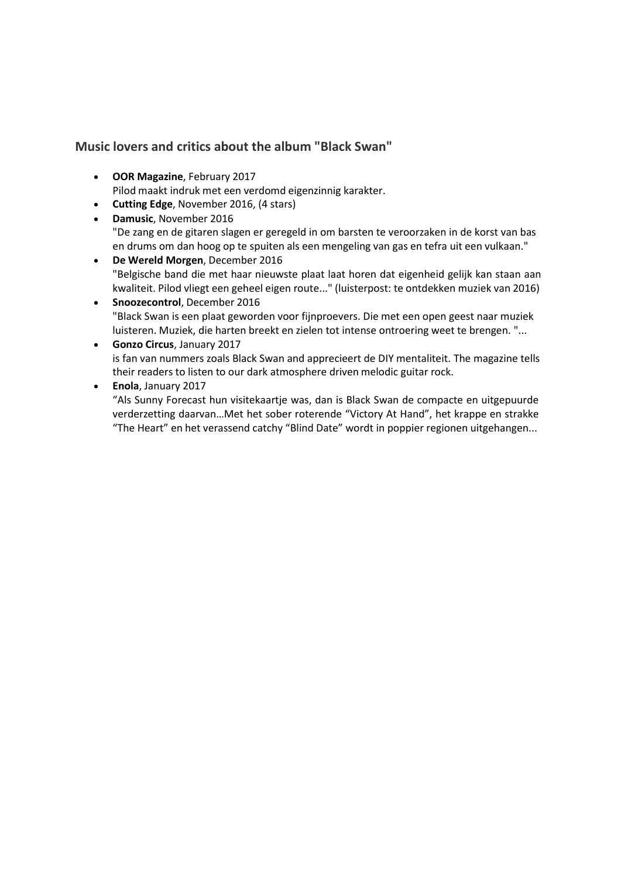## Music lovers and critics about the album "Black Swan"

- **OOR Magazine**, February 2017
  Pilod maakt indruk met een verdomd eigenzinnig karakter.
- **Cutting Edge**, November 2016, (4 stars)
- **Damusic**, November 2016
  "De zang en de gitaren slagen er geregeld in om barsten te veroorzaken in de korst van bas en drums om dan hoog op te spuiten als een mengeling van gas en tefra uit een vulkaan."
- **De Wereld Morgen**, December 2016
  "Belgische band die met haar nieuwste plaat laat horen dat eigenheid gelijk kan staan aan kwaliteit. Pilod vliegt een geheel eigen route..." (luisterpost: te ontdekken muziek van 2016)
- **Snoozecontrol**, December 2016
  "Black Swan is een plaat geworden voor fijnproevers. Die met een open geest naar muziek luisteren. Muziek, die harten breekt en zielen tot intense ontroering weet te brengen. "...
- **Gonzo Circus**, January 2017
  is fan van nummers zoals Black Swan and apprecieert de DIY mentaliteit. The magazine tells their readers to listen to our dark atmosphere driven melodic guitar rock.
- **Enola**, January 2017
  “Als Sunny Forecast hun visitekaartje was, dan is Black Swan de compacte en uitgepuurde verderzetting daarvan…Met het sober roterende “Victory At Hand”, het krappe en strakke “The Heart” en het verassend catchy “Blind Date” wordt in poppier regionen uitgehangen...